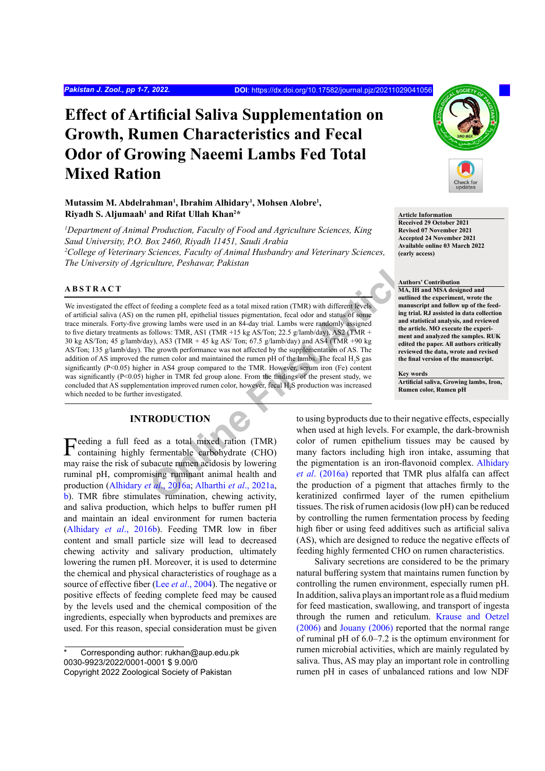# Effect of Artificial Saliva Supplementation on Growth, Rumen Characteristics and Fecal Odor of Growing Naeemi Lambs Fed Total Mixed Ration

**Mutassim M. Abdelrahman[1], Ibrahim Alhidary[1], Mohsen Alobre[1], Riyadh S. Aljumaah[1] and Rifat Ullah Khan[2]***

*[1]Department of Animal Production, Faculty of Food and Agriculture Sciences, King Saud University, P.O. Box 2460, Riyadh 11451, Saudi Arabia*
*[2]College of Veterinary Sciences, Faculty of Animal Husbandry and Veterinary Sciences, The University of Agriculture, Peshawar, Pakistan*

**Article Information**
Received 29 October 2021
Revised 07 November 2021
Accepted 24 November 2021
Available online 03 March 2022
(early access)

**Authors' Contribution**
MA, IH and MSA designed and outlined the experiment, wrote the manuscript and follow up of the feeding trial. RJ assisted in data collection and statistical analysis, and reviewed the article. MO execute the experiment and analyzed the samples. RUK edited the paper. All authors critically reviewed the data, wrote and revised the final version of the manuscript.

**Key words**
Artificial saliva, Growing lambs, Iron, Rumen color, Rumen pH

## ABSTRACT

We investigated the effect of feeding a complete feed as a total mixed ration (TMR) with different levels of artificial saliva (AS) on the rumen pH, epithelial tissues pigmentation, fecal odor and status of some trace minerals. Forty-five growing lambs were used in an 84-day trial. Lambs were randomly assigned to five dietary treatments as follows: TMR, AS1 (TMR +15 kg AS/Ton; 22.5 g/lamb/day), AS2 (TMR + 30 kg AS/Ton; 45 g/lamb/day), AS3 (TMR + 45 kg AS/ Ton; 67.5 g/lamb/day) and AS4 (TMR +90 kg AS/Ton; 135 g/lamb/day). The growth performance was not affected by the supplementation of AS. The addition of AS improved the rumen color and maintained the rumen pH of the lambs. The fecal $H_2S$ gas significantly (P<0.05) higher in AS4 group compared to the TMR. However, serum iron (Fe) content was significantly (P<0.05) higher in TMR fed group alone. From the findings of the present study, we concluded that AS supplementation improved rumen color, however, fecal $H_2S$ production was increased which needed to be further investigated.

## INTRODUCTION

Feeding a full feed as a total mixed ration (TMR) containing highly fermentable carbohydrate (CHO) may raise the risk of subacute rumen acidosis by lowering ruminal pH, compromising ruminant animal health and production (Alhidary *et al*., 2016a; Alharthi *et al*., 2021a, b). TMR fibre stimulates rumination, chewing activity, and saliva production, which helps to buffer rumen pH and maintain an ideal environment for rumen bacteria (Alhidary *et al*., 2016b). Feeding TMR low in fiber content and small particle size will lead to decreased chewing activity and salivary production, ultimately lowering the rumen pH. Moreover, it is used to determine the chemical and physical characteristics of roughage as a source of effective fiber (Lee *et al*., 2004). The negative or positive effects of feeding complete feed may be caused by the levels used and the chemical composition of the ingredients, especially when byproducts and premixes are used. For this reason, special consideration must be given to using byproducts due to their negative effects, especially when used at high levels. For example, the dark-brownish color of rumen epithelium tissues may be caused by many factors including high iron intake, assuming that the pigmentation is an iron-flavonoid complex. Alhidary *et al*. (2016a) reported that TMR plus alfalfa can affect the production of a pigment that attaches firmly to the keratinized confirmed layer of the rumen epithelium tissues. The risk of rumen acidosis (low pH) can be reduced by controlling the rumen fermentation process by feeding high fiber or using feed additives such as artificial saliva (AS), which are designed to reduce the negative effects of feeding highly fermented CHO on rumen characteristics.

Salivary secretions are considered to be the primary natural buffering system that maintains rumen function by controlling the rumen environment, especially rumen pH. In addition, saliva plays an important role as a fluid medium for feed mastication, swallowing, and transport of ingesta through the rumen and reticulum. Krause and Oetzel (2006) and Jouany (2006) reported that the normal range of ruminal pH of 6.0–7.2 is the optimum environment for rumen microbial activities, which are mainly regulated by saliva. Thus, AS may play an important role in controlling rumen pH in cases of unbalanced rations and low NDF

\* Corresponding author: rukhan@aup.edu.pk
0030-9923/2022/0001-0001 $ 9.00/0
Copyright 2022 Zoological Society of Pakistan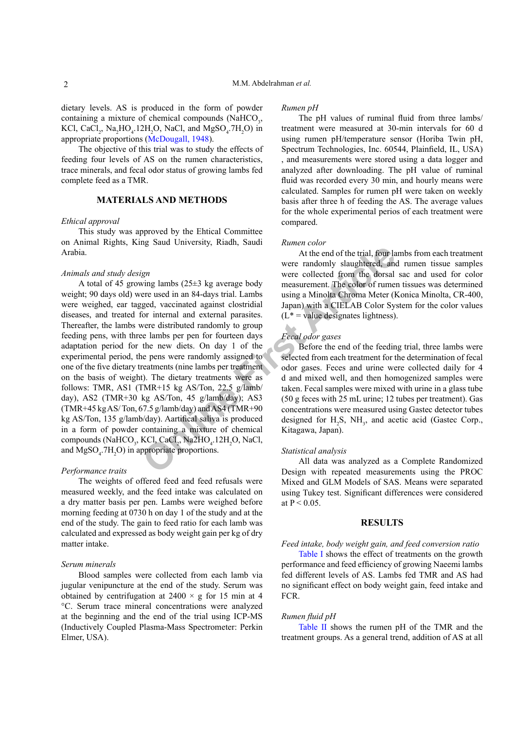dietary levels. AS is produced in the form of powder containing a mixture of chemical compounds ($NaHCO_3$, KCl, $CaCl_2$, $Na_2HO_4.12H_2O$, NaCl, and $MgSO_4.7H_2O$) in appropriate proportions (McDougall, 1948).

The objective of this trial was to study the effects of feeding four levels of AS on the rumen characteristics, trace minerals, and fecal odor status of growing lambs fed complete feed as a TMR.

## MATERIALS AND METHODS

*Ethical approval*

This study was approved by the Ehtical Committee on Animal Rights, King Saud University, Riadh, Saudi Arabia.

*Animals and study design*

A total of 45 growing lambs (25±3 kg average body weight; 90 days old) were used in an 84-days trial. Lambs were weighed, ear tagged, vaccinated against clostridial diseases, and treated for internal and external parasites. Thereafter, the lambs were distributed randomly to group feeding pens, with three lambs per pen for fourteen days adaptation period for the new diets. On day 1 of the experimental period, the pens were randomly assigned to one of the five dietary treatments (nine lambs per treatment on the basis of weight). The dietary treatments were as follows: TMR, AS1 (TMR+15 kg AS/Ton, 22.5 g/lamb/day), AS2 (TMR+30 kg AS/Ton, 45 g/lamb/day); AS3 (TMR+45 kg AS/ Ton, 67.5 g/lamb/day) and AS4 (TMR+90 kg AS/Ton, 135 g/lamb/day). Aartifical saliva is produced in a form of powder containing a mixture of chemical compounds ($NaHCO_3$, KCl, $CaCl_2$, $Na2HO_4.12H_2O$, NaCl, and $MgSO_4.7H_2O$) in appropriate proportions.

*Performance traits*

The weights of offered feed and feed refusals were measured weekly, and the feed intake was calculated on a dry matter basis per pen. Lambs were weighed before morning feeding at 0730 h on day 1 of the study and at the end of the study. The gain to feed ratio for each lamb was calculated and expressed as body weight gain per kg of dry matter intake.

*Serum minerals*

Blood samples were collected from each lamb via jugular venipuncture at the end of the study. Serum was obtained by centrifugation at 2400 × g for 15 min at 4 °C. Serum trace mineral concentrations were analyzed at the beginning and the end of the trial using ICP-MS (Inductively Coupled Plasma-Mass Spectrometer: Perkin Elmer, USA).

*Rumen pH*

The pH values of ruminal fluid from three lambs/treatment were measured at 30-min intervals for 60 d using rumen pH/temperature sensor (Horiba Twin pH, Spectrum Technologies, Inc. 60544, Plainfield, IL, USA) , and measurements were stored using a data logger and analyzed after downloading. The pH value of ruminal fluid was recorded every 30 min, and hourly means were calculated. Samples for rumen pH were taken on weekly basis after three h of feeding the AS. The average values for the whole experimental perios of each treatment were compared.

*Rumen color*

At the end of the trial, four lambs from each treatment were randomly slaughtered, and rumen tissue samples were collected from the dorsal sac and used for color measurement. The color of rumen tissues was determined using a Minolta Chroma Meter (Konica Minolta, CR-400, Japan) with a CIELAB Color System for the color values (L* = value designates lightness).

*Fecal odor gases*

Before the end of the feeding trial, three lambs were selected from each treatment for the determination of fecal odor gases. Feces and urine were collected daily for 4 d and mixed well, and then homogenized samples were taken. Fecal samples were mixed with urine in a glass tube (50 g feces with 25 mL urine; 12 tubes per treatment). Gas concentrations were measured using Gastec detector tubes designed for $H_2S$, $NH_3$, and acetic acid (Gastec Corp., Kitagawa, Japan).

*Statistical analysis*

All data was analyzed as a Complete Randomized Design with repeated measurements using the PROC Mixed and GLM Models of SAS. Means were separated using Tukey test. Significant differences were considered at $P < 0.05$.

## RESULTS

*Feed intake, body weight gain, and feed conversion ratio*

Table I shows the effect of treatments on the growth performance and feed efficiency of growing Naeemi lambs fed different levels of AS. Lambs fed TMR and AS had no significant effect on body weight gain, feed intake and FCR.

*Rumen fluid pH*

Table II shows the rumen pH of the TMR and the treatment groups. As a general trend, addition of AS at all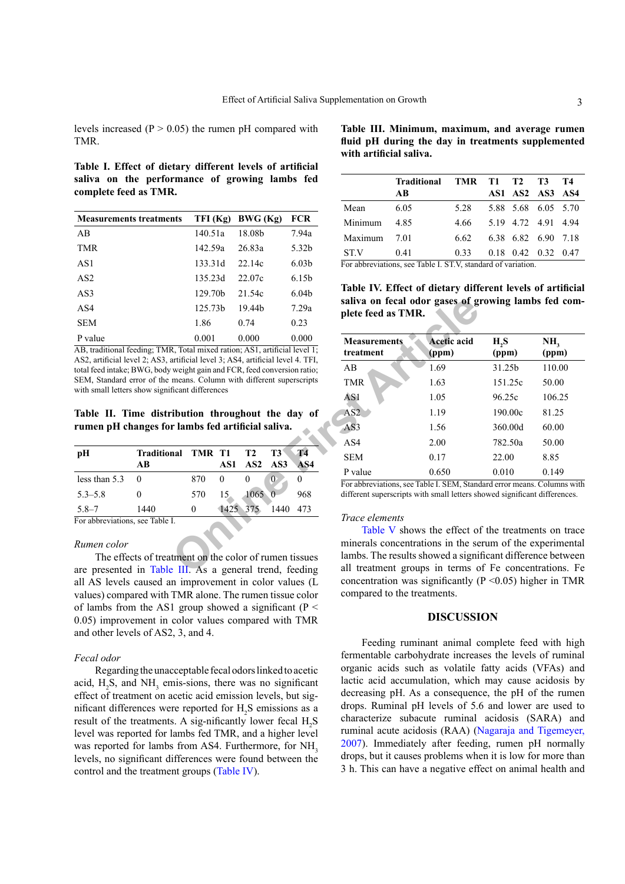levels increased (P > 0.05) the rumen pH compared with TMR.

**Table I. Effect of dietary different levels of artificial saliva on the performance of growing lambs fed complete feed as TMR.**

| Measurements treatments | TFI (Kg) | BWG (Kg) | FCR |
|---|---|---|---|
| AB | 140.51a | 18.08b | 7.94a |
| TMR | 142.59a | 26.83a | 5.32b |
| AS1 | 133.31d | 22.14c | 6.03b |
| AS2 | 135.23d | 22.07c | 6.15b |
| AS3 | 129.70b | 21.54c | 6.04b |
| AS4 | 125.73b | 19.44b | 7.29a |
| SEM | 1.86 | 0.74 | 0.23 |
| P value | 0.001 | 0.000 | 0.000 |

AB, traditional feeding; TMR, Total mixed ration; AS1, artificial level 1; AS2, artificial level 2; AS3, artificial level 3; AS4, artificial level 4. TFI, total feed intake; BWG, body weight gain and FCR, feed conversion ratio; SEM, Standard error of the means. Column with different superscripts with small letters show significant differences

**Table II. Time distribution throughout the day of rumen pH changes for lambs fed artificial saliva.**

| pH | Traditional AB | TMR | T1 AS1 | T2 AS2 | T3 AS3 | T4 AS4 |
|---|---|---|---|---|---|---|
| less than 5.3 | 0 | 870 | 0 | 0 | 0 | 0 |
| 5.3–5.8 | 0 | 570 | 15 | 1065 | 0 | 968 |
| 5.8–7 | 1440 | 0 | 1425 | 375 | 1440 | 473 |

For abbreviations, see Table I.

*Rumen color*

The effects of treatment on the color of rumen tissues are presented in Table III. As a general trend, feeding all AS levels caused an improvement in color values (L values) compared with TMR alone. The rumen tissue color of lambs from the AS1 group showed a significant (P < 0.05) improvement in color values compared with TMR and other levels of AS2, 3, and 4.

*Fecal odor*

Regarding the unacceptable fecal odors linked to acetic acid, $H_2S$, and $NH_3$ emis-sions, there was no significant effect of treatment on acetic acid emission levels, but sig-nificant differences were reported for $H_2S$ emissions as a result of the treatments. A sig-nificantly lower fecal $H_2S$ level was reported for lambs fed TMR, and a higher level was reported for lambs from AS4. Furthermore, for $NH_3$ levels, no significant differences were found between the control and the treatment groups (Table IV).

**Table III. Minimum, maximum, and average rumen fluid pH during the day in treatments supplemented with artificial saliva.**

| | Traditional AB | TMR | T1 AS1 | T2 AS2 | T3 AS3 | T4 AS4 |
|---|---|---|---|---|---|---|
| Mean | 6.05 | 5.28 | 5.88 | 5.68 | 6.05 | 5.70 |
| Minimum | 4.85 | 4.66 | 5.19 | 4.72 | 4.91 | 4.94 |
| Maximum | 7.01 | 6.62 | 6.38 | 6.82 | 6.90 | 7.18 |
| ST.V | 0.41 | 0.33 | 0.18 | 0.42 | 0.32 | 0.47 |

For abbreviations, see Table I. ST.V, standard of variation.

**Table IV. Effect of dietary different levels of artificial saliva on fecal odor gases of growing lambs fed complete feed as TMR.**

| Measurements treatment | Acetic acid (ppm) | $H_2S$ (ppm) | $NH_3$ (ppm) |
|---|---|---|---|
| AB | 1.69 | 31.25b | 110.00 |
| TMR | 1.63 | 151.25c | 50.00 |
| AS1 | 1.05 | 96.25c | 106.25 |
| AS2 | 1.19 | 190.00c | 81.25 |
| AS3 | 1.56 | 360.00d | 60.00 |
| AS4 | 2.00 | 782.50a | 50.00 |
| SEM | 0.17 | 22.00 | 8.85 |
| P value | 0.650 | 0.010 | 0.149 |

For abbreviations, see Table I. SEM, Standard error means. Columns with different superscripts with small letters showed significant differences.

*Trace elements*

Table V shows the effect of the treatments on trace minerals concentrations in the serum of the experimental lambs. The results showed a significant difference between all treatment groups in terms of Fe concentrations. Fe concentration was significantly (P <0.05) higher in TMR compared to the treatments.

## DISCUSSION

Feeding ruminant animal complete feed with high fermentable carbohydrate increases the levels of ruminal organic acids such as volatile fatty acids (VFAs) and lactic acid accumulation, which may cause acidosis by decreasing pH. As a consequence, the pH of the rumen drops. Ruminal pH levels of 5.6 and lower are used to characterize subacute ruminal acidosis (SARA) and ruminal acute acidosis (RAA) (Nagaraja and Tigemeyer, 2007). Immediately after feeding, rumen pH normally drops, but it causes problems when it is low for more than 3 h. This can have a negative effect on animal health and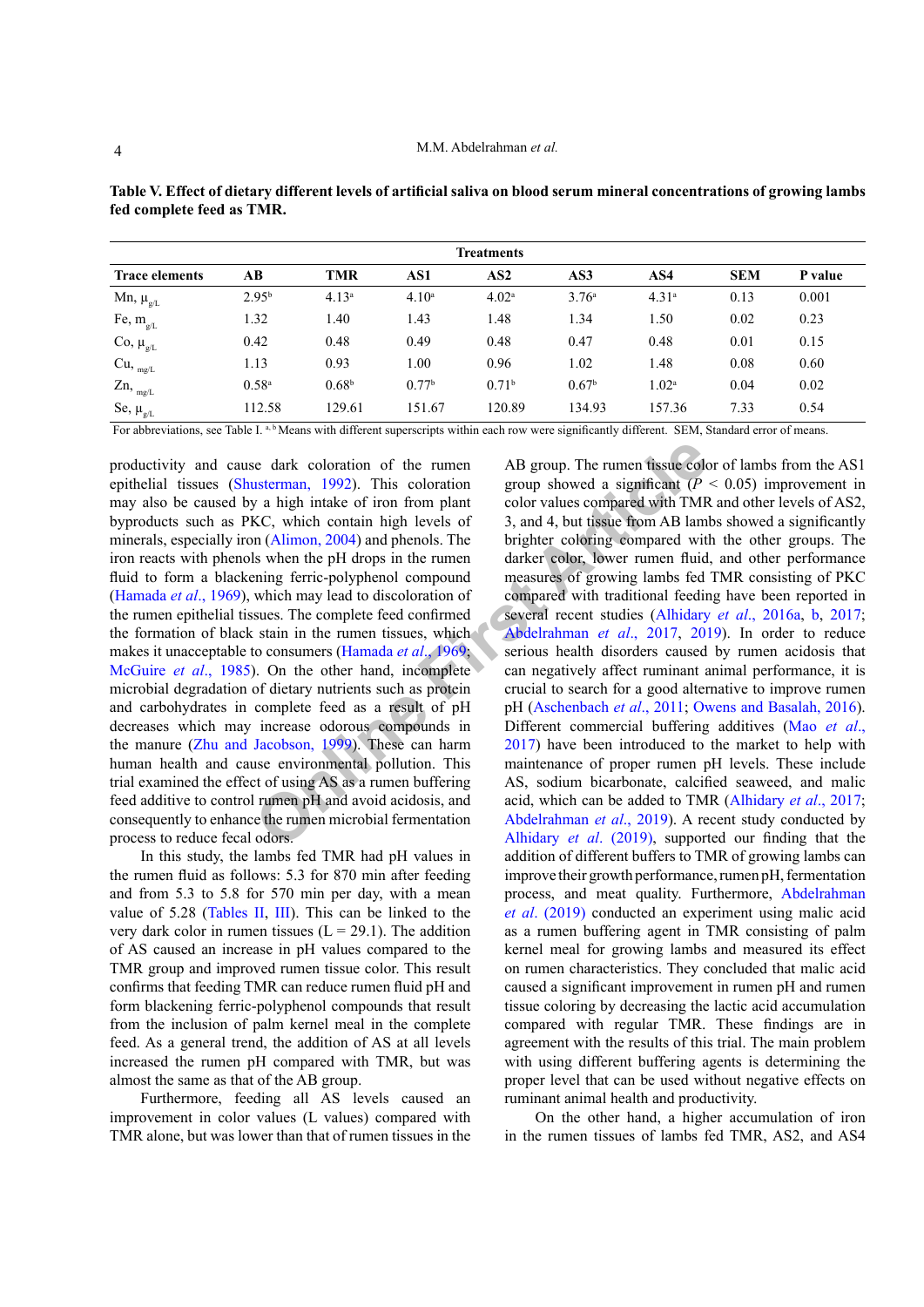**Table V. Effect of dietary different levels of artificial saliva on blood serum mineral concentrations of growing lambs fed complete feed as TMR.**

| Trace elements | Treatments | | | | | | SEM | P value |
|---|---|---|---|---|---|---|---|---|
| | AB | TMR | AS1 | AS2 | AS3 | AS4 | | |
| Mn, $\mu_{g/L}$ | 2.95[b] | 4.13[a] | 4.10[a] | 4.02[a] | 3.76[a] | 4.31[a] | 0.13 | 0.001 |
| Fe, $m_{g/L}$ | 1.32 | 1.40 | 1.43 | 1.48 | 1.34 | 1.50 | 0.02 | 0.23 |
| Co, $\mu_{g/L}$ | 0.42 | 0.48 | 0.49 | 0.48 | 0.47 | 0.48 | 0.01 | 0.15 |
| Cu, $_{mg/L}$ | 1.13 | 0.93 | 1.00 | 0.96 | 1.02 | 1.48 | 0.08 | 0.60 |
| Zn, $_{mg/L}$ | 0.58[a] | 0.68[b] | 0.77[b] | 0.71[b] | 0.67[b] | 1.02[a] | 0.04 | 0.02 |
| Se, $\mu_{g/L}$ | 112.58 | 129.61 | 151.67 | 120.89 | 134.93 | 157.36 | 7.33 | 0.54 |

For abbreviations, see Table I. [a, b] Means with different superscripts within each row were significantly different. SEM, Standard error of means.

productivity and cause dark coloration of the rumen epithelial tissues (Shusterman, 1992). This coloration may also be caused by a high intake of iron from plant byproducts such as PKC, which contain high levels of minerals, especially iron (Alimon, 2004) and phenols. The iron reacts with phenols when the pH drops in the rumen fluid to form a blackening ferric-polyphenol compound (Hamada *et al*., 1969), which may lead to discoloration of the rumen epithelial tissues. The complete feed confirmed the formation of black stain in the rumen tissues, which makes it unacceptable to consumers (Hamada *et al*., 1969; McGuire *et al*., 1985). On the other hand, incomplete microbial degradation of dietary nutrients such as protein and carbohydrates in complete feed as a result of pH decreases which may increase odorous compounds in the manure (Zhu and Jacobson, 1999). These can harm human health and cause environmental pollution. This trial examined the effect of using AS as a rumen buffering feed additive to control rumen pH and avoid acidosis, and consequently to enhance the rumen microbial fermentation process to reduce fecal odors.

In this study, the lambs fed TMR had pH values in the rumen fluid as follows: 5.3 for 870 min after feeding and from 5.3 to 5.8 for 570 min per day, with a mean value of 5.28 (Tables II, III). This can be linked to the very dark color in rumen tissues (L = 29.1). The addition of AS caused an increase in pH values compared to the TMR group and improved rumen tissue color. This result confirms that feeding TMR can reduce rumen fluid pH and form blackening ferric-polyphenol compounds that result from the inclusion of palm kernel meal in the complete feed. As a general trend, the addition of AS at all levels increased the rumen pH compared with TMR, but was almost the same as that of the AB group.

Furthermore, feeding all AS levels caused an improvement in color values (L values) compared with TMR alone, but was lower than that of rumen tissues in the AB group. The rumen tissue color of lambs from the AS1 group showed a significant ($P$ < 0.05) improvement in color values compared with TMR and other levels of AS2, 3, and 4, but tissue from AB lambs showed a significantly brighter coloring compared with the other groups. The darker color, lower rumen fluid, and other performance measures of growing lambs fed TMR consisting of PKC compared with traditional feeding have been reported in several recent studies (Alhidary *et al*., 2016a, b, 2017; Abdelrahman *et al*., 2017, 2019). In order to reduce serious health disorders caused by rumen acidosis that can negatively affect ruminant animal performance, it is crucial to search for a good alternative to improve rumen pH (Aschenbach *et al*., 2011; Owens and Basalah, 2016). Different commercial buffering additives (Mao *et al*., 2017) have been introduced to the market to help with maintenance of proper rumen pH levels. These include AS, sodium bicarbonate, calcified seaweed, and malic acid, which can be added to TMR (Alhidary *et al*., 2017; Abdelrahman *et al*., 2019). A recent study conducted by Alhidary *et al*. (2019), supported our finding that the addition of different buffers to TMR of growing lambs can improve their growth performance, rumen pH, fermentation process, and meat quality. Furthermore, Abdelrahman *et al*. (2019) conducted an experiment using malic acid as a rumen buffering agent in TMR consisting of palm kernel meal for growing lambs and measured its effect on rumen characteristics. They concluded that malic acid caused a significant improvement in rumen pH and rumen tissue coloring by decreasing the lactic acid accumulation compared with regular TMR. These findings are in agreement with the results of this trial. The main problem with using different buffering agents is determining the proper level that can be used without negative effects on ruminant animal health and productivity.

On the other hand, a higher accumulation of iron in the rumen tissues of lambs fed TMR, AS2, and AS4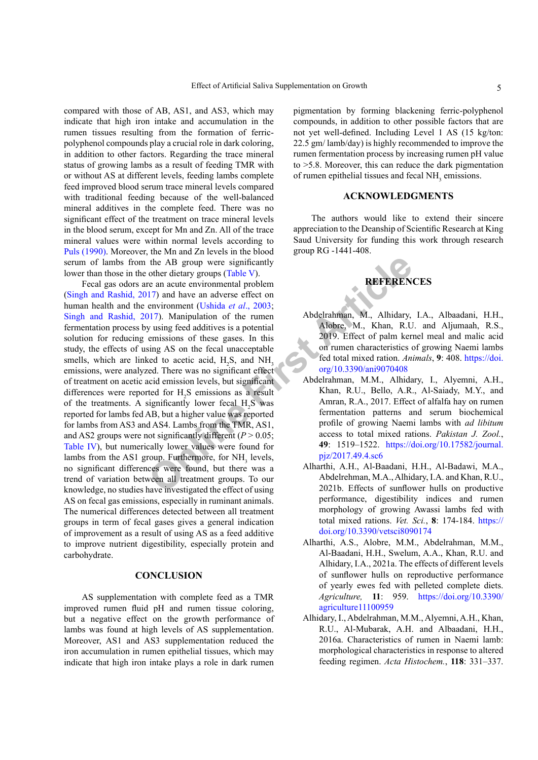compared with those of AB, AS1, and AS3, which may indicate that high iron intake and accumulation in the rumen tissues resulting from the formation of ferric-polyphenol compounds play a crucial role in dark coloring, in addition to other factors. Regarding the trace mineral status of growing lambs as a result of feeding TMR with or without AS at different levels, feeding lambs complete feed improved blood serum trace mineral levels compared with traditional feeding because of the well-balanced mineral additives in the complete feed. There was no significant effect of the treatment on trace mineral levels in the blood serum, except for Mn and Zn. All of the trace mineral values were within normal levels according to Puls (1990). Moreover, the Mn and Zn levels in the blood serum of lambs from the AB group were significantly lower than those in the other dietary groups (Table V).

Fecal gas odors are an acute environmental problem (Singh and Rashid, 2017) and have an adverse effect on human health and the environment (Ushida *et al*., 2003; Singh and Rashid, 2017). Manipulation of the rumen fermentation process by using feed additives is a potential solution for reducing emissions of these gases. In this study, the effects of using AS on the fecal unacceptable smells, which are linked to acetic acid, $H_2S$, and $NH_3$ emissions, were analyzed. There was no significant effect of treatment on acetic acid emission levels, but significant differences were reported for $H_2S$ emissions as a result of the treatments. A significantly lower fecal $H_2S$ was reported for lambs fed AB, but a higher value was reported for lambs from AS3 and AS4. Lambs from the TMR, AS1, and AS2 groups were not significantly different ($P > 0.05$; Table IV), but numerically lower values were found for lambs from the AS1 group. Furthermore, for $NH_3$ levels, no significant differences were found, but there was a trend of variation between all treatment groups. To our knowledge, no studies have investigated the effect of using AS on fecal gas emissions, especially in ruminant animals. The numerical differences detected between all treatment groups in term of fecal gases gives a general indication of improvement as a result of using AS as a feed additive to improve nutrient digestibility, especially protein and carbohydrate.

## CONCLUSION

AS supplementation with complete feed as a TMR improved rumen fluid pH and rumen tissue coloring, but a negative effect on the growth performance of lambs was found at high levels of AS supplementation. Moreover, AS1 and AS3 supplementation reduced the iron accumulation in rumen epithelial tissues, which may indicate that high iron intake plays a role in dark rumen pigmentation by forming blackening ferric-polyphenol compounds, in addition to other possible factors that are not yet well-defined. Including Level 1 AS (15 kg/ton: 22.5 gm/ lamb/day) is highly recommended to improve the rumen fermentation process by increasing rumen pH value to >5.8. Moreover, this can reduce the dark pigmentation of rumen epithelial tissues and fecal $NH_3$ emissions.

## ACKNOWLEDGMENTS

The authors would like to extend their sincere appreciation to the Deanship of Scientific Research at King Saud University for funding this work through research group RG -1441-408.

## REFERENCES

Abdelrahman, M., Alhidary, I.A., Albaadani, H.H., Alobre, M., Khan, R.U. and Aljumaah, R.S., 2019. Effect of palm kernel meal and malic acid on rumen characteristics of growing Naemi lambs fed total mixed ration. *Animals*, **9**: 408. https://doi.org/10.3390/ani9070408

Abdelrahman, M.M., Alhidary, I., Alyemni, A.H., Khan, R.U., Bello, A.R., Al-Saiady, M.Y., and Amran, R.A., 2017. Effect of alfalfa hay on rumen fermentation patterns and serum biochemical profile of growing Naemi lambs with *ad libitum* access to total mixed rations. *Pakistan J. Zool.*, **49**: 1519–1522. https://doi.org/10.17582/journal.pjz/2017.49.4.sc6

Alharthi, A.H., Al-Baadani, H.H., Al-Badawi, M.A., Abdelrehman, M.A., Alhidary, I.A. and Khan, R.U., 2021b. Effects of sunflower hulls on productive performance, digestibility indices and rumen morphology of growing Awassi lambs fed with total mixed rations. *Vet. Sci.*, **8**: 174-184. https://doi.org/10.3390/vetsci8090174

Alharthi, A.S., Alobre, M.M., Abdelrahman, M.M., Al-Baadani, H.H., Swelum, A.A., Khan, R.U. and Alhidary, I.A., 2021a. The effects of different levels of sunflower hulls on reproductive performance of yearly ewes fed with pelleted complete diets. *Agriculture,* **11**: 959. https://doi.org/10.3390/agriculture11100959

Alhidary, I., Abdelrahman, M.M., Alyemni, A.H., Khan, R.U., Al-Mubarak, A.H. and Albaadani, H.H., 2016a. Characteristics of rumen in Naemi lamb: morphological characteristics in response to altered feeding regimen. *Acta Histochem.*, **118**: 331–337.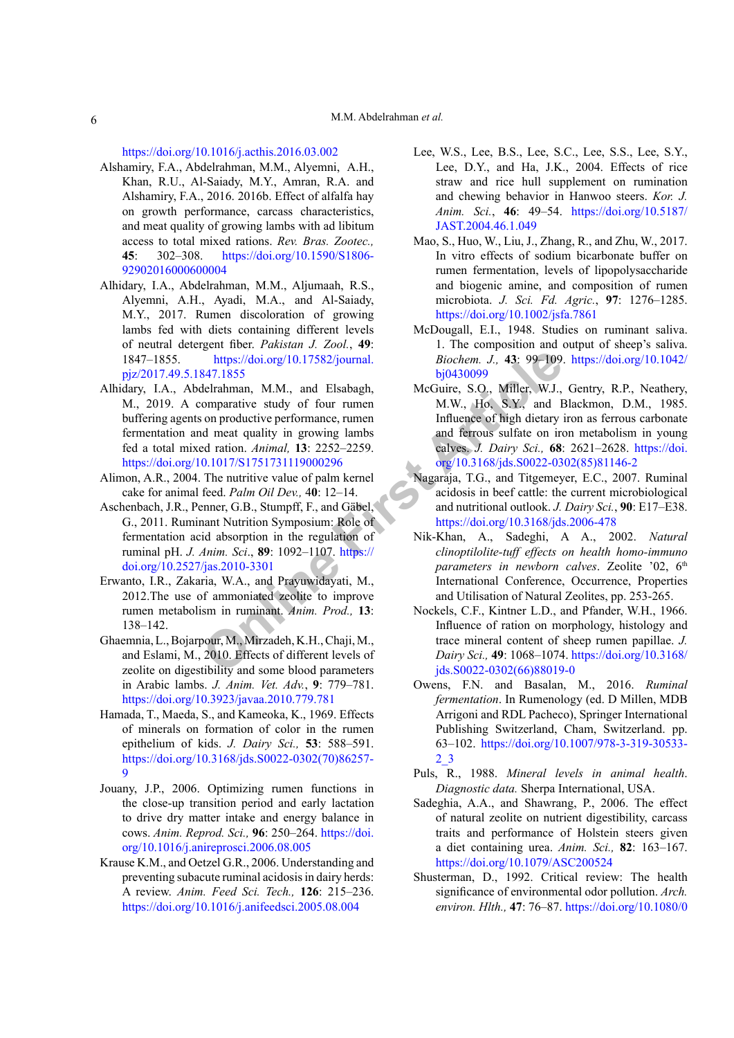https://doi.org/10.1016/j.acthis.2016.03.002

Alshamiry, F.A., Abdelrahman, M.M., Alyemni, A.H., Khan, R.U., Al-Saiady, M.Y., Amran, R.A. and Alshamiry, F.A., 2016. 2016b. Effect of alfalfa hay on growth performance, carcass characteristics, and meat quality of growing lambs with ad libitum access to total mixed rations. *Rev. Bras. Zootec.,* **45**: 302–308. https://doi.org/10.1590/S1806-92902016000600004

Alhidary, I.A., Abdelrahman, M.M., Aljumaah, R.S., Alyemni, A.H., Ayadi, M.A., and Al-Saiady, M.Y., 2017. Rumen discoloration of growing lambs fed with diets containing different levels of neutral detergent fiber. *Pakistan J. Zool.*, **49**: 1847–1855. https://doi.org/10.17582/journal.pjz/2017.49.5.1847.1855

Alhidary, I.A., Abdelrahman, M.M., and Elsabagh, M., 2019. A comparative study of four rumen buffering agents on productive performance, rumen fermentation and meat quality in growing lambs fed a total mixed ration. *Animal,* **13**: 2252–2259. https://doi.org/10.1017/S1751731119000296

Alimon, A.R., 2004. The nutritive value of palm kernel cake for animal feed. *Palm Oil Dev.,* 4**0**: 12–14.

Aschenbach, J.R., Penner, G.B., Stumpff, F., and Gäbel, G., 2011. Ruminant Nutrition Symposium: Role of fermentation acid absorption in the regulation of ruminal pH. *J. Anim. Sci*., **89**: 1092–1107. https://doi.org/10.2527/jas.2010-3301

Erwanto, I.R., Zakaria, W.A., and Prayuwidayati, M., 2012.The use of ammoniated zeolite to improve rumen metabolism in ruminant. *Anim. Prod.,* **13**: 138–142.

Ghaemnia, L., Bojarpour, M., Mirzadeh, K.H., Chaji, M., and Eslami, M., 2010. Effects of different levels of zeolite on digestibility and some blood parameters in Arabic lambs. *J. Anim. Vet. Adv.*, **9**: 779–781. https://doi.org/10.3923/javaa.2010.779.781

Hamada, T., Maeda, S., and Kameoka, K., 1969. Effects of minerals on formation of color in the rumen epithelium of kids. *J. Dairy Sci.,* **53**: 588–591. https://doi.org/10.3168/jds.S0022-0302(70)86257-9

Jouany, J.P., 2006. Optimizing rumen functions in the close-up transition period and early lactation to drive dry matter intake and energy balance in cows. *Anim. Reprod. Sci.,* **96**: 250–264. https://doi.org/10.1016/j.anireprosci.2006.08.005

Krause K.M., and Oetzel G.R., 2006. Understanding and preventing subacute ruminal acidosis in dairy herds: A review. *Anim. Feed Sci. Tech.,* **126**: 215–236. https://doi.org/10.1016/j.anifeedsci.2005.08.004

Lee, W.S., Lee, B.S., Lee, S.C., Lee, S.S., Lee, S.Y., Lee, D.Y., and Ha, J.K., 2004. Effects of rice straw and rice hull supplement on rumination and chewing behavior in Hanwoo steers. *Kor. J. Anim. Sci.*, **46**: 49–54. https://doi.org/10.5187/JAST.2004.46.1.049

Mao, S., Huo, W., Liu, J., Zhang, R., and Zhu, W., 2017. In vitro effects of sodium bicarbonate buffer on rumen fermentation, levels of lipopolysaccharide and biogenic amine, and composition of rumen microbiota. *J. Sci. Fd. Agric.*, **97**: 1276–1285. https://doi.org/10.1002/jsfa.7861

McDougall, E.I., 1948. Studies on ruminant saliva. 1. The composition and output of sheep's saliva. *Biochem. J.,* **43**: 99–109. https://doi.org/10.1042/bj0430099

McGuire, S.O., Miller, W.J., Gentry, R.P., Neathery, M.W., Ho, S.Y., and Blackmon, D.M., 1985. Influence of high dietary iron as ferrous carbonate and ferrous sulfate on iron metabolism in young calves. *J. Dairy Sci.,* **68**: 2621–2628. https://doi.org/10.3168/jds.S0022-0302(85)81146-2

Nagaraja, T.G., and Titgemeyer, E.C., 2007. Ruminal acidosis in beef cattle: the current microbiological and nutritional outlook. *J. Dairy Sci.*, **90**: E17–E38. https://doi.org/10.3168/jds.2006-478

Nik-Khan, A., Sadeghi, A A., 2002. *Natural clinoptilolite-tuff effects on health homo-immuno parameters in newborn calves*. Zeolite '02, 6th International Conference, Occurrence, Properties and Utilisation of Natural Zeolites, pp. 253-265.

Nockels, C.F., Kintner L.D., and Pfander, W.H., 1966. Influence of ration on morphology, histology and trace mineral content of sheep rumen papillae. *J. Dairy Sci.,* **49**: 1068–1074. https://doi.org/10.3168/jds.S0022-0302(66)88019-0

Owens, F.N. and Basalan, M., 2016. *Ruminal fermentation*. In Rumenology (ed. D Millen, MDB Arrigoni and RDL Pacheco), Springer International Publishing Switzerland, Cham, Switzerland. pp. 63–102. https://doi.org/10.1007/978-3-319-30533-2_3

Puls, R., 1988. *Mineral levels in animal health. Diagnostic data.* Sherpa International, USA.

Sadeghia, A.A., and Shawrang, P., 2006. The effect of natural zeolite on nutrient digestibility, carcass traits and performance of Holstein steers given a diet containing urea. *Anim. Sci.,* **82**: 163–167. https://doi.org/10.1079/ASC200524

Shusterman, D., 1992. Critical review: The health significance of environmental odor pollution. *Arch. environ. Hlth.,* **47**: 76–87. https://doi.org/10.1080/0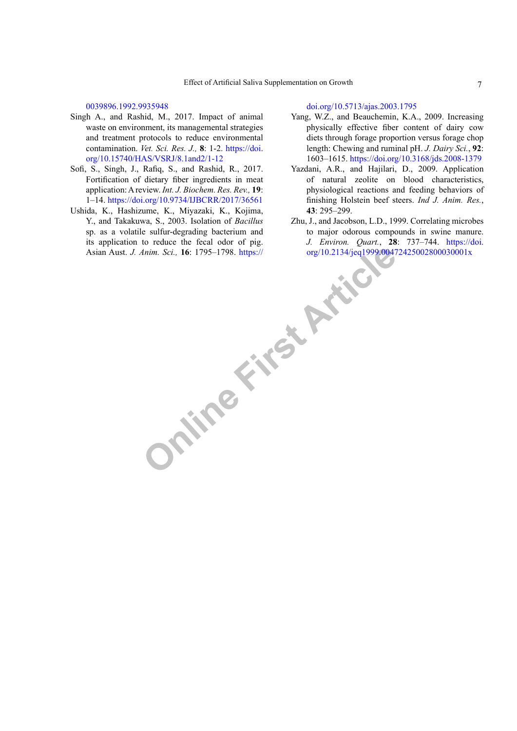0039896.1992.9935948

Singh A., and Rashid, M., 2017. Impact of animal waste on environment, its managemental strategies and treatment protocols to reduce environmental contamination. *Vet. Sci. Res. J.,* **8**: 1-2. https://doi.org/10.15740/HAS/VSRJ/8.1and2/1-12

Sofi, S., Singh, J., Rafiq, S., and Rashid, R., 2017. Fortification of dietary fiber ingredients in meat application: A review. *Int. J. Biochem. Res. Rev.,* **19**: 1–14. https://doi.org/10.9734/IJBCRR/2017/36561

Ushida, K., Hashizume, K., Miyazaki, K., Kojima, Y., and Takakuwa, S., 2003. Isolation of *Bacillus* sp. as a volatile sulfur-degrading bacterium and its application to reduce the fecal odor of pig. Asian Aust. *J. Anim. Sci.,* **16**: 1795–1798. https://doi.org/10.5713/ajas.2003.1795

Yang, W.Z., and Beauchemin, K.A., 2009. Increasing physically effective fiber content of dairy cow diets through forage proportion versus forage chop length: Chewing and ruminal pH. *J. Dairy Sci.*, **92**: 1603–1615. https://doi.org/10.3168/jds.2008-1379

Yazdani, A.R., and Hajilari, D., 2009. Application of natural zeolite on blood characteristics, physiological reactions and feeding behaviors of finishing Holstein beef steers. *Ind J. Anim. Res.*, **43**: 295–299.

Zhu, J., and Jacobson, L.D., 1999. Correlating microbes to major odorous compounds in swine manure. *J. Environ. Quart.*, **28**: 737–744. https://doi.org/10.2134/jeq1999.00472425002800030001x